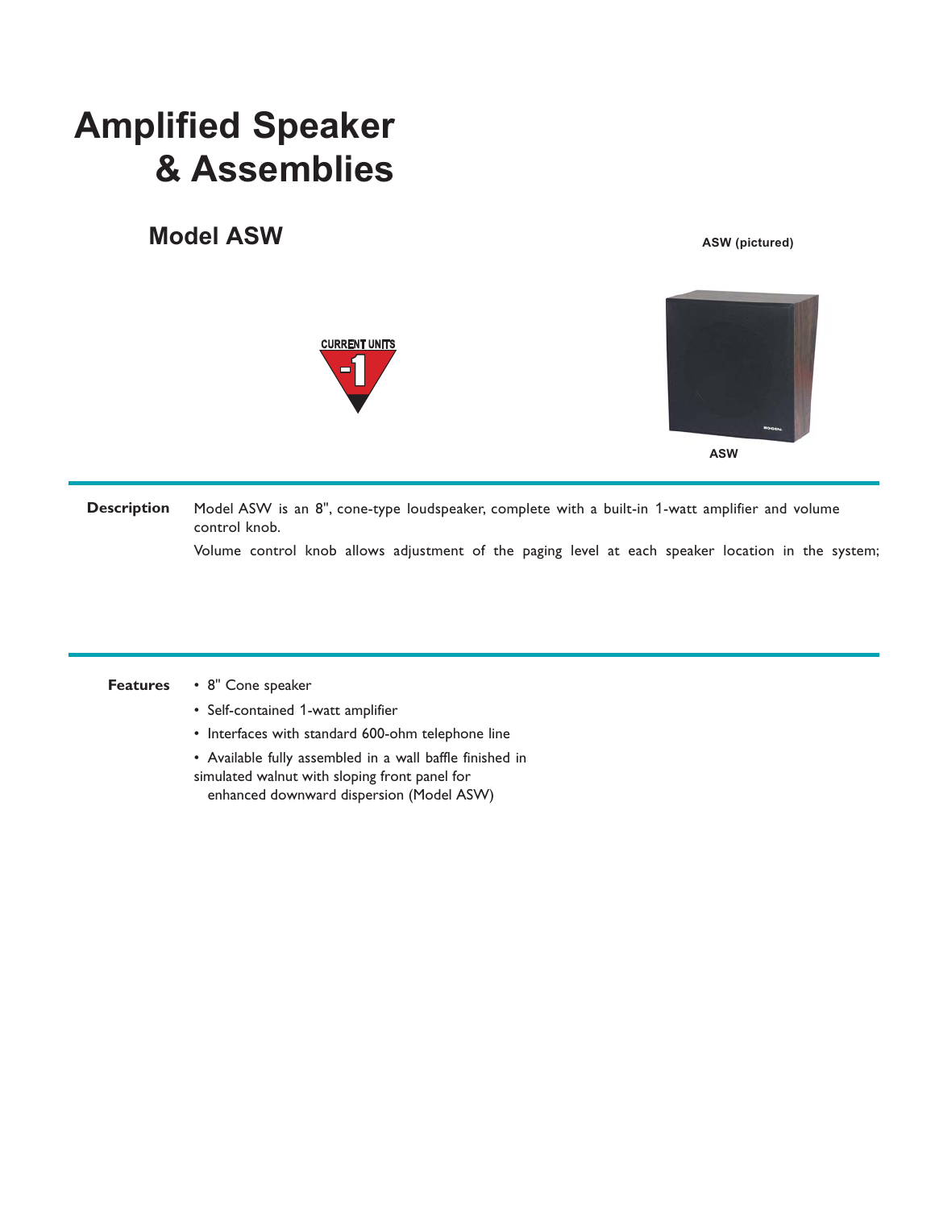# Amplified Speaker & Assemblies

## Model ASW

ASW (pictured)

CURRENT UNITS -1

ASW

**Description**

Model ASW is an 8", cone-type loudspeaker, complete with a built-in 1-watt amplifier and volume control knob.

Volume control knob allows adjustment of the paging level at each speaker location in the system;

**Features**

- 8" Cone speaker
- Self-contained 1-watt amplifier
- Interfaces with standard 600-ohm telephone line
- Available fully assembled in a wall baffle finished in simulated walnut with sloping front panel for enhanced downward dispersion (Model ASW)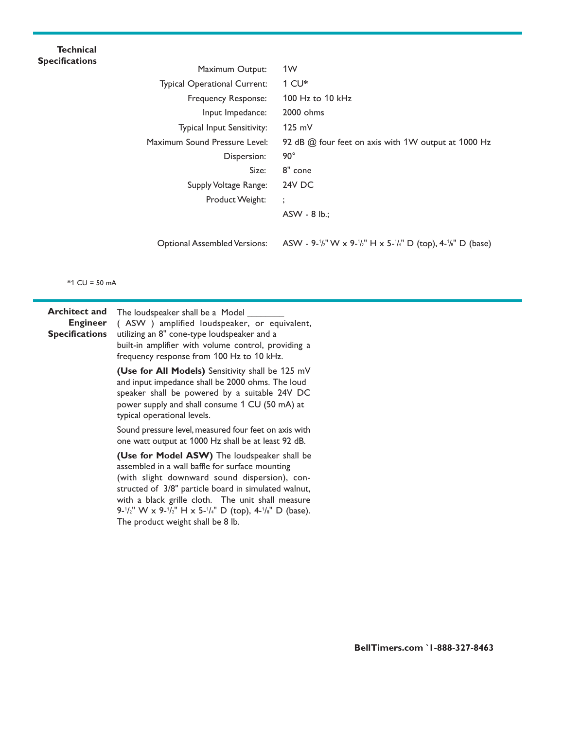## Technical Specifications

| | |
|---|---|
| Maximum Output: | 1W |
| Typical Operational Current: | 1 CU* |
| Frequency Response: | 100 Hz to 10 kHz |
| Input Impedance: | 2000 ohms |
| Typical Input Sensitivity: | 125 mV |
| Maximum Sound Pressure Level: | 92 dB @ four feet on axis with 1W output at 1000 Hz |
| Dispersion: | 90° |
| Size: | 8" cone |
| Supply Voltage Range: | 24V DC |
| Product Weight: | ; ASW - 8 lb.; |
| Optional Assembled Versions: | ASW - 9-1/2" W x 9-1/2" H x 5-1/4" D (top), 4-1/8" D (base) |

*1 CU = 50 mA

## Architect and Engineer Specifications

The loudspeaker shall be a Model ________ ( ASW ) amplified loudspeaker, or equivalent, utilizing an 8" cone-type loudspeaker and a built-in amplifier with volume control, providing a frequency response from 100 Hz to 10 kHz.

**(Use for All Models)** Sensitivity shall be 125 mV and input impedance shall be 2000 ohms. The loud speaker shall be powered by a suitable 24V DC power supply and shall consume 1 CU (50 mA) at typical operational levels.

Sound pressure level, measured four feet on axis with one watt output at 1000 Hz shall be at least 92 dB.

**(Use for Model ASW)** The loudspeaker shall be assembled in a wall baffle for surface mounting (with slight downward sound dispersion), constructed of 3/8" particle board in simulated walnut, with a black grille cloth. The unit shall measure 9-1/2" W x 9-1/2" H x 5-1/4" D (top), 4-1/8" D (base). The product weight shall be 8 lb.

**BellTimers.com `1-888-327-8463**